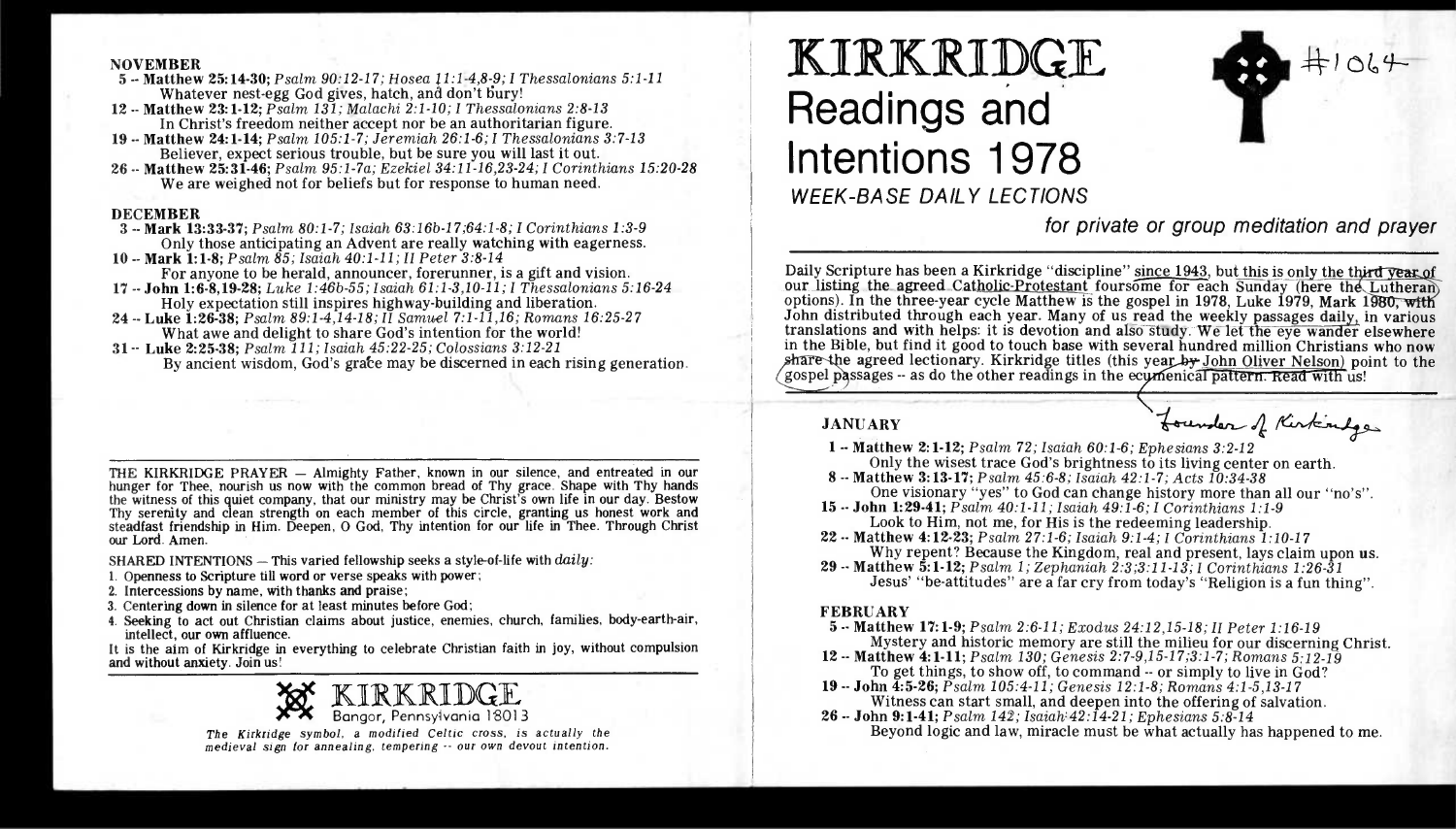# KIRKRIDGE Readings and Intentions 1978

#1064

*WEEK-BASE DAILY LECTIONS*

*for private or group meditation and prayer*

Daily Scripture has been a Kirkridge "discipline" since 1943, but this is only the third year of our listing the agreed Catholic-Protestant foursome for each Sunday (here the Lutheran options). In the three-year cycle Matthew is the gospel in 1978, Luke 1979, Mark 1980, with John distributed through each year. Many of us read the weekly passages daily, in various translations and with helps: it is devotion and also study. We let the eye wander elsewhere in the Bible, but find it good to touch base with several hundred million Christians who now share the agreed lectionary. Kirkridge titles (this year by John Oliver Nelson) point to the gospel passages -- as do the other readings in the ecumenical pattern. Read with us!

Founder of Kirkridge

**JANUARY**

- **1 -- Matthew 2:1-12;** *Psalm 72; Isaiah 60:1-6; Ephesians 3:2-12*
  Only the wisest trace God's brightness to its living center on earth.
- **8 -- Matthew 3:13-17;** *Psalm 45:6-8; Isaiah 42:1-7; Acts 10:34-38*
  One visionary "yes" to God can change history more than all our "no's".
- **15 -- John 1:29-41;** *Psalm 40:1-11; Isaiah 49:1-6; I Corinthians 1:1-9*
  Look to Him, not me, for His is the redeeming leadership.
- **22 -- Matthew 4:12-23;** *Psalm 27:1-6; Isaiah 9:1-4; I Corinthians 1:10-17*
  Why repent? Because the Kingdom, real and present, lays claim upon us.
- **29 -- Matthew 5:1-12;** *Psalm 1; Zephaniah 2:3;3:11-13; I Corinthians 1:26-31*
  Jesus' "be-attitudes" are a far cry from today's "Religion is a fun thing".

**FEBRUARY**

- **5 -- Matthew 17:1-9;** *Psalm 2:6-11; Exodus 24:12,15-18; II Peter 1:16-19*
  Mystery and historic memory are still the milieu for our discerning Christ.
- **12 -- Matthew 4:1-11;** *Psalm 130; Genesis 2:7-9,15-17;3:1-7; Romans 5:12-19*
  To get things, to show off, to command -- or simply to live in God?
- **19 -- John 4:5-26;** *Psalm 105:4-11; Genesis 12:1-8; Romans 4:1-5,13-17*
  Witness can start small, and deepen into the offering of salvation.
- **26 -- John 9:1-41;** *Psalm 142; Isaiah 42:14-21; Ephesians 5:8-14*
  Beyond logic and law, miracle must be what actually has happened to me.

**NOVEMBER**

- **5 -- Matthew 25:14-30;** *Psalm 90:12-17; Hosea 11:1-4,8-9; I Thessalonians 5:1-11*
  Whatever nest-egg God gives, hatch, and don't bury!
- **12 -- Matthew 23:1-12;** *Psalm 131; Malachi 2:1-10; I Thessalonians 2:8-13*
  In Christ's freedom neither accept nor be an authoritarian figure.
- **19 -- Matthew 24:1-14;** *Psalm 105:1-7; Jeremiah 26:1-6; I Thessalonians 3:7-13*
  Believer, expect serious trouble, but be sure you will last it out.
- **26 -- Matthew 25:31-46;** *Psalm 95:1-7a; Ezekiel 34:11-16,23-24; I Corinthians 15:20-28*
  We are weighed not for beliefs but for response to human need.

**DECEMBER**

- **3 -- Mark 13:33-37;** *Psalm 80:1-7; Isaiah 63:16b-17;64:1-8; I Corinthians 1:3-9*
  Only those anticipating an Advent are really watching with eagerness.
- **10 -- Mark 1:1-8;** *Psalm 85; Isaiah 40:1-11; II Peter 3:8-14*
  For anyone to be herald, announcer, forerunner, is a gift and vision.
- **17 -- John 1:6-8,19-28;** *Luke 1:46b-55; Isaiah 61:1-3,10-11; I Thessalonians 5:16-24*
  Holy expectation still inspires highway-building and liberation.
- **24 -- Luke 1:26-38;** *Psalm 89:1-4,14-18; II Samuel 7:1-11,16; Romans 16:25-27*
  What awe and delight to share God's intention for the world!
- **31 -- Luke 2:25-38;** *Psalm 111; Isaiah 45:22-25; Colossians 3:12-21*
  By ancient wisdom, God's grace may be discerned in each rising generation.

THE KIRKRIDGE PRAYER — Almighty Father, known in our silence, and entreated in our hunger for Thee, nourish us now with the common bread of Thy grace. Shape with Thy hands the witness of this quiet company, that our ministry may be Christ's own life in our day. Bestow Thy serenity and clean strength on each member of this circle, granting us honest work and steadfast friendship in Him. Deepen, O God, Thy intention for our life in Thee. Through Christ our Lord. Amen.

SHARED INTENTIONS — This varied fellowship seeks a style-of-life with *daily:*

1. Openness to Scripture till word or verse speaks with power;
2. Intercessions by name, with thanks and praise;
3. Centering down in silence for at least minutes before God;
4. Seeking to act out Christian claims about justice, enemies, church, families, body-earth-air, intellect, our own affluence.

It is the aim of Kirkridge in everything to celebrate Christian faith in joy, without compulsion and without anxiety. Join us!

**KIRKRIDGE**
Bangor, Pennsylvania 18013

*The Kirkridge symbol, a modified Celtic cross, is actually the medieval sign for annealing, tempering -- our own devout intention.*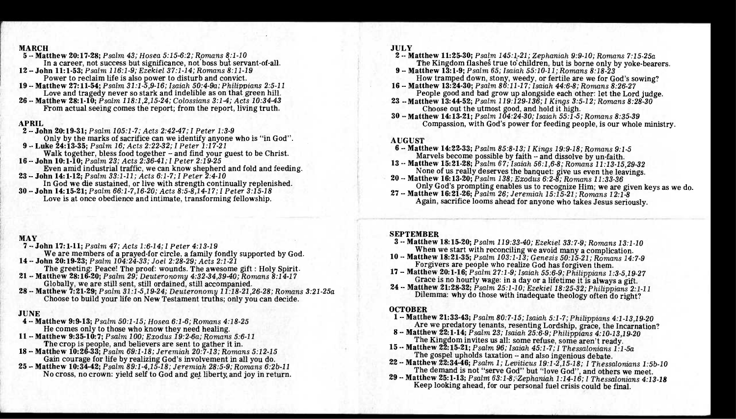## MARCH

**5 -- Matthew 20:17-28;** *Psalm 43; Hosea 5:15-6:2; Romans 8:1-10*
In a career, not success but significance, not boss but servant-of-all.

**12 -- John 11:1-53;** *Psalm 116:1-9; Ezekiel 37:1-14; Romans 8:11-19*
Power to reclaim life is also power to disturb and convict.

**19 -- Matthew 27:11-54;** *Psalm 31:1-5,9-16; Isaiah 50:4-9a; Philippians 2:5-11*
Love and tragedy never so stark and indelible as on that green hill.

**26 -- Matthew 28:1-10;** *Psalm 118:1,2,15-24; Colossians 3:1-4; Acts 10:34-43*
From actual seeing comes the report; from the report, living truth.

## APRIL

**2 -- John 20:19-31;** *Psalm 105:1-7; Acts 2:42-47; I Peter 1:3-9*
Only by the marks of sacrifice can we identify anyone who is "in God".

**9 -- Luke 24:13-35;** *Psalm 16; Acts 2:22-32; I Peter 1:17-21*
Walk together, bless food together -- and find your guest to be Christ.

**16 -- John 10:1-10;** *Psalm 23; Acts 2:36-41; I Peter 2:19-25*
Even amid industrial traffic, we can know shepherd and fold and feeding.

**23 -- John 14:1-12;** *Psalm 33:1-11; Acts 6:1-7; I Peter 2:4-10*
In God we die sustained, or live with strength continually replenished.

**30 -- John 14:15-21;** *Psalm 66:1-7,16-20; Acts 8:5-8,14-17; I Peter 3:15-18*
Love is at once obedience and intimate, transforming fellowship.

## MAY

**7 -- John 17:1-11;** *Psalm 47; Acts 1:6-14; I Peter 4:13-19*
We are members of a prayed-for circle, a family fondly supported by God.

**14 -- John 20:19-23;** *Psalm 104:24-33; Joel 2:28-29; Acts 2:1-21*
The greeting: Peace! The proof: wounds. The awesome gift : Holy Spirit.

**21 -- Matthew 28:16-20;** *Psalm 29; Deuteronomy 4:32-34,39-40; Romans 8:14-17*
Globally, we are still sent, still ordained, still accompanied.

**28 -- Matthew 7:21-29;** *Psalm 31:1-5,19-24; Deuteronomy 11:18-21,26-28; Romans 3:21-25a*
Choose to build your life on New Testament truths; only you can decide.

## JUNE

**4 -- Matthew 9:9-13;** *Psalm 50:1-15; Hosea 6:1-6; Romans 4:18-25*
He comes only to those who know they need healing.

**11 -- Matthew 9:35-10:7;** *Psalm 100; Exodus 19:2-6a; Romans 5:6-11*
The crop is people, and believers are sent to gather it in.

**18 -- Matthew 10:26-33;** *Psalm 69:1-18; Jeremiah 20:7-13; Romans 5:12-15*
Gain courage for life by realizing God's involvement in all you do.

**25 -- Matthew 10:34-42;** *Psalm 89:1-4,15-18; Jeremiah 28:5-9; Romans 6:2b-11*
No cross, no crown: yield self to God and get liberty and joy in return.

## JULY

**2 -- Matthew 11:25-30;** *Psalm 145:1-21; Zephaniah 9:9-10; Romans 7:15-25a*
The Kingdom flashes true to children, but is borne only by yoke-bearers.

**9 -- Matthew 13:1-9;** *Psalm 65; Isaiah 55:10-11; Romans 8:18-23*
How tramped down, stony, weedy, or fertile are we for God's sowing?

**16 -- Matthew 13:24-30;** *Psalm 86:11-17; Isaiah 44:6-8; Romans 8:26-27*
People good and bad grow up alongside each other: let the Lord judge.

**23 -- Matthew 13:44-52;** *Psalm 119:129-136; I Kings 3:5-12; Romans 8:28-30*
Choose out the utmost good, and hold it high.

**30 -- Matthew 14:13-21;** *Psalm 104:24-30; Isaiah 55:1-5; Romans 8:35-39*
Compassion, with God's power for feeding people, is our whole ministry.

## AUGUST

**6 -- Matthew 14:22-33;** *Psalm 85:8-13; I Kings 19:9-18; Romans 9:1-5*
Marvels become possible by faith -- and dissolve by un-faith.

**13 -- Matthew 15:21-28;** *Psalm 67; Isaiah 56:1,6-8; Romans 11:13-15,29-32*
None of us really deserves the banquet: give us even the leavings.

**20 -- Matthew 16:13-20;** *Psalm 138; Exodus 6:2-8; Romans 11:33-36*
Only God's prompting enables us to recognize Him; we are given keys as we do.

**27 -- Matthew 16:21-26;** *Psalm 26; Jeremiah 15:15-21; Romans 12:1-8*
Again, sacrifice looms ahead for anyone who takes Jesus seriously.

## SEPTEMBER

**3 -- Matthew 18:15-20;** *Psalm 119:33-40; Ezekiel 33:7-9; Romans 13:1-10*
When we start with reconciling we avoid many a complication.

**10 -- Matthew 18:21-35;** *Psalm 103:1-13; Genesis 50:15-21; Romans 14:7-9*
Forgivers are people who realize God has forgiven them.

**17 -- Matthew 20:1-16;** *Psalm 27:1-9; Isaiah 55:6-9; Philippians 1:3-5,19-27*
Grace is no hourly wage: in a day or a lifetime it is always a gift.

**24 -- Matthew 21:28-32;** *Psalm 25:1-10; Ezekiel 18:25-32; Philippians 2:1-11*
Dilemma: why do those with inadequate theology often do right?

## OCTOBER

**1 -- Matthew 21:33-43;** *Psalm 80:7-15; Isaiah 5:1-7; Philippians 4:1-13,19-20*
Are we predatory tenants, resenting Lordship, grace, the Incarnation?

**8 -- Matthew 22:1-14;** *Psalm 23; Isaiah 25:6-9; Philippians 4:10-13,19-20*
The Kingdom invites us all: some refuse, some aren't ready.

**15 -- Matthew 22:15-21;** *Psalm 96; Isaiah 45:1-7; I Thessalonians 1:1-5a*
The gospel upholds taxation -- and also ingenious debate.

**22 -- Matthew 22:34-46;** *Psalm 1; Leviticus 19:1-2,15-18; I Thessalonians 1:5b-10*
The demand is not "serve God" but "love God", and others we meet.

**29 -- Matthew 25:1-13;** *Psalm 63:1-8; Zephaniah 1:14-16; I Thessalonians 4:13-18*
Keep looking ahead, for our personal fuel crisis could be final.